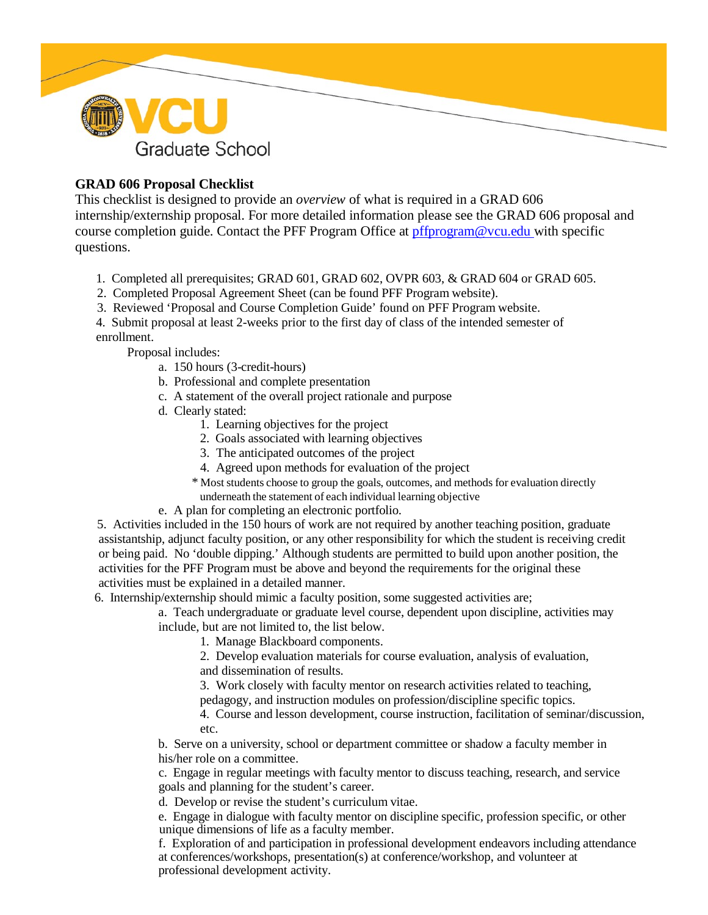VCU Graduate School

## GRAD 606 Proposal Checklist

This checklist is designed to provide an *overview* of what is required in a GRAD 606 internship/externship proposal. For more detailed information please see the GRAD 606 proposal and course completion guide. Contact the PFF Program Office at pffprogram@vcu.edu with specific questions.

1. Completed all prerequisites; GRAD 601, GRAD 602, OVPR 603, & GRAD 604 or GRAD 605.
2. Completed Proposal Agreement Sheet (can be found PFF Program website).
3. Reviewed 'Proposal and Course Completion Guide' found on PFF Program website.
4. Submit proposal at least 2-weeks prior to the first day of class of the intended semester of enrollment.

   Proposal includes:

   a. 150 hours (3-credit-hours)
   b. Professional and complete presentation
   c. A statement of the overall project rationale and purpose
   d. Clearly stated:
      1. Learning objectives for the project
      2. Goals associated with learning objectives
      3. The anticipated outcomes of the project
      4. Agreed upon methods for evaluation of the project

      * Most students choose to group the goals, outcomes, and methods for evaluation directly underneath the statement of each individual learning objective

   e. A plan for completing an electronic portfolio.
5. Activities included in the 150 hours of work are not required by another teaching position, graduate assistantship, adjunct faculty position, or any other responsibility for which the student is receiving credit or being paid. No 'double dipping.' Although students are permitted to build upon another position, the activities for the PFF Program must be above and beyond the requirements for the original these activities must be explained in a detailed manner.
6. Internship/externship should mimic a faculty position, some suggested activities are;

   a. Teach undergraduate or graduate level course, dependent upon discipline, activities may include, but are not limited to, the list below.
      1. Manage Blackboard components.
      2. Develop evaluation materials for course evaluation, analysis of evaluation, and dissemination of results.
      3. Work closely with faculty mentor on research activities related to teaching, pedagogy, and instruction modules on profession/discipline specific topics.
      4. Course and lesson development, course instruction, facilitation of seminar/discussion, etc.

   b. Serve on a university, school or department committee or shadow a faculty member in his/her role on a committee.
   c. Engage in regular meetings with faculty mentor to discuss teaching, research, and service goals and planning for the student's career.
   d. Develop or revise the student's curriculum vitae.
   e. Engage in dialogue with faculty mentor on discipline specific, profession specific, or other unique dimensions of life as a faculty member.
   f. Exploration of and participation in professional development endeavors including attendance at conferences/workshops, presentation(s) at conference/workshop, and volunteer at professional development activity.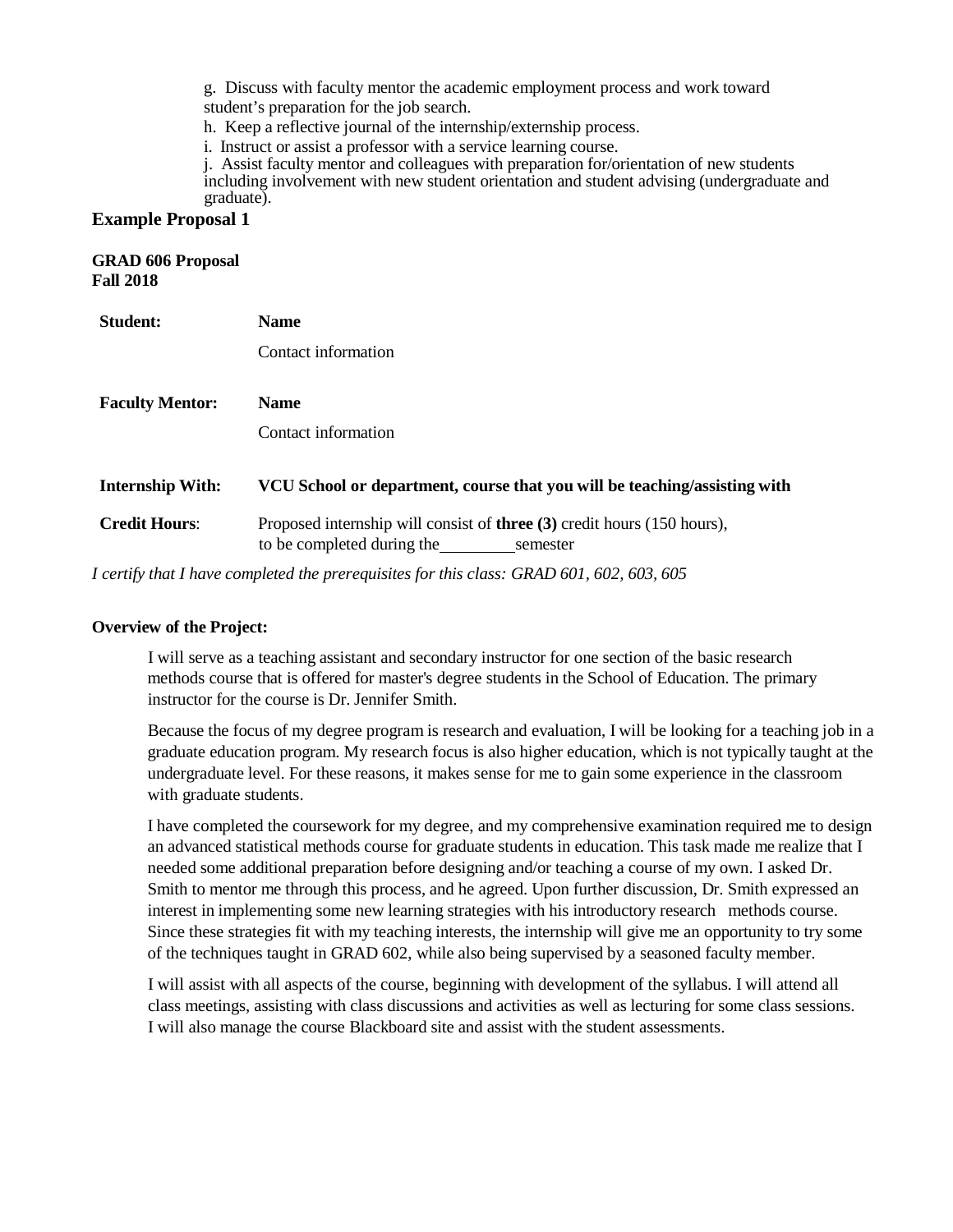g. Discuss with faculty mentor the academic employment process and work toward student's preparation for the job search.

h. Keep a reflective journal of the internship/externship process.

i. Instruct or assist a professor with a service learning course.

j. Assist faculty mentor and colleagues with preparation for/orientation of new students including involvement with new student orientation and student advising (undergraduate and graduate).

## Example Proposal 1

**GRAD 606 Proposal**
**Fall 2018**

| | |
|---|---|
| **Student:** | **Name**<br>Contact information |
| **Faculty Mentor:** | **Name**<br>Contact information |
| **Internship With:** | **VCU School or department, course that you will be teaching/assisting with** |
| **Credit Hours**: | Proposed internship will consist of **three (3)** credit hours (150 hours), to be completed during the ________ semester |

*I certify that I have completed the prerequisites for this class: GRAD 601, 602, 603, 605*

**Overview of the Project:**

I will serve as a teaching assistant and secondary instructor for one section of the basic research methods course that is offered for master's degree students in the School of Education. The primary instructor for the course is Dr. Jennifer Smith.

Because the focus of my degree program is research and evaluation, I will be looking for a teaching job in a graduate education program. My research focus is also higher education, which is not typically taught at the undergraduate level. For these reasons, it makes sense for me to gain some experience in the classroom with graduate students.

I have completed the coursework for my degree, and my comprehensive examination required me to design an advanced statistical methods course for graduate students in education. This task made me realize that I needed some additional preparation before designing and/or teaching a course of my own. I asked Dr. Smith to mentor me through this process, and he agreed. Upon further discussion, Dr. Smith expressed an interest in implementing some new learning strategies with his introductory research methods course. Since these strategies fit with my teaching interests, the internship will give me an opportunity to try some of the techniques taught in GRAD 602, while also being supervised by a seasoned faculty member.

I will assist with all aspects of the course, beginning with development of the syllabus. I will attend all class meetings, assisting with class discussions and activities as well as lecturing for some class sessions. I will also manage the course Blackboard site and assist with the student assessments.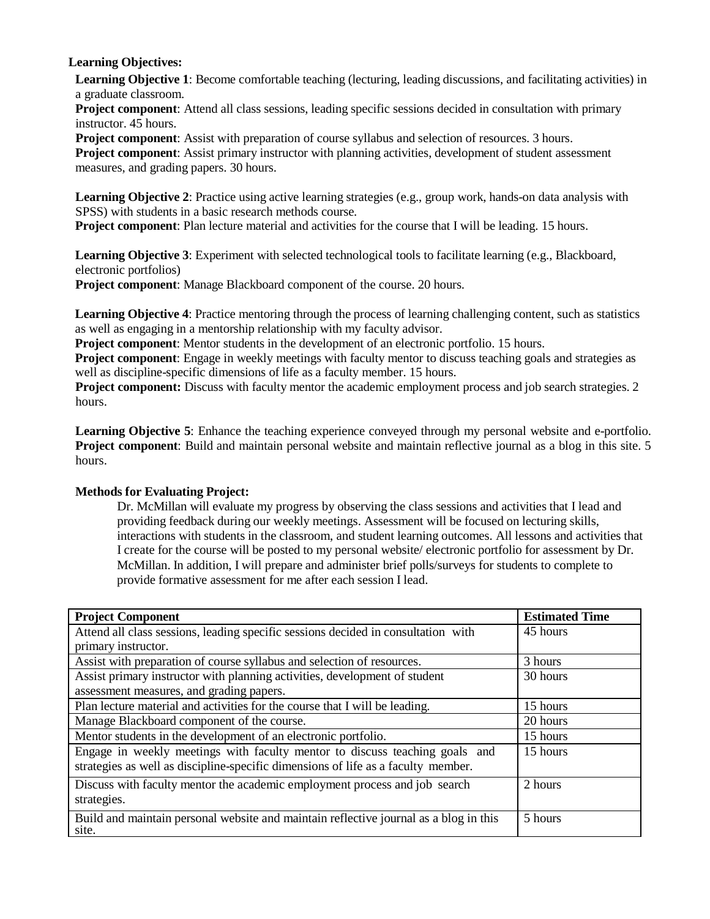**Learning Objectives:**

**Learning Objective 1**: Become comfortable teaching (lecturing, leading discussions, and facilitating activities) in a graduate classroom.

**Project component**: Attend all class sessions, leading specific sessions decided in consultation with primary instructor. 45 hours.

**Project component**: Assist with preparation of course syllabus and selection of resources. 3 hours.

**Project component**: Assist primary instructor with planning activities, development of student assessment measures, and grading papers. 30 hours.

**Learning Objective 2**: Practice using active learning strategies (e.g., group work, hands-on data analysis with SPSS) with students in a basic research methods course.

**Project component**: Plan lecture material and activities for the course that I will be leading. 15 hours.

**Learning Objective 3**: Experiment with selected technological tools to facilitate learning (e.g., Blackboard, electronic portfolios)

**Project component**: Manage Blackboard component of the course. 20 hours.

**Learning Objective 4**: Practice mentoring through the process of learning challenging content, such as statistics as well as engaging in a mentorship relationship with my faculty advisor.

**Project component**: Mentor students in the development of an electronic portfolio. 15 hours.

**Project component**: Engage in weekly meetings with faculty mentor to discuss teaching goals and strategies as well as discipline-specific dimensions of life as a faculty member. 15 hours.

**Project component:** Discuss with faculty mentor the academic employment process and job search strategies. 2 hours.

**Learning Objective 5**: Enhance the teaching experience conveyed through my personal website and e-portfolio.

**Project component**: Build and maintain personal website and maintain reflective journal as a blog in this site. 5 hours.

**Methods for Evaluating Project:**

Dr. McMillan will evaluate my progress by observing the class sessions and activities that I lead and providing feedback during our weekly meetings. Assessment will be focused on lecturing skills, interactions with students in the classroom, and student learning outcomes. All lessons and activities that I create for the course will be posted to my personal website/ electronic portfolio for assessment by Dr. McMillan. In addition, I will prepare and administer brief polls/surveys for students to complete to provide formative assessment for me after each session I lead.

| **Project Component** | **Estimated Time** |
|---|---|
| Attend all class sessions, leading specific sessions decided in consultation with primary instructor. | 45 hours |
| Assist with preparation of course syllabus and selection of resources. | 3 hours |
| Assist primary instructor with planning activities, development of student assessment measures, and grading papers. | 30 hours |
| Plan lecture material and activities for the course that I will be leading. | 15 hours |
| Manage Blackboard component of the course. | 20 hours |
| Mentor students in the development of an electronic portfolio. | 15 hours |
| Engage in weekly meetings with faculty mentor to discuss teaching goals and strategies as well as discipline-specific dimensions of life as a faculty member. | 15 hours |
| Discuss with faculty mentor the academic employment process and job search strategies. | 2 hours |
| Build and maintain personal website and maintain reflective journal as a blog in this site. | 5 hours |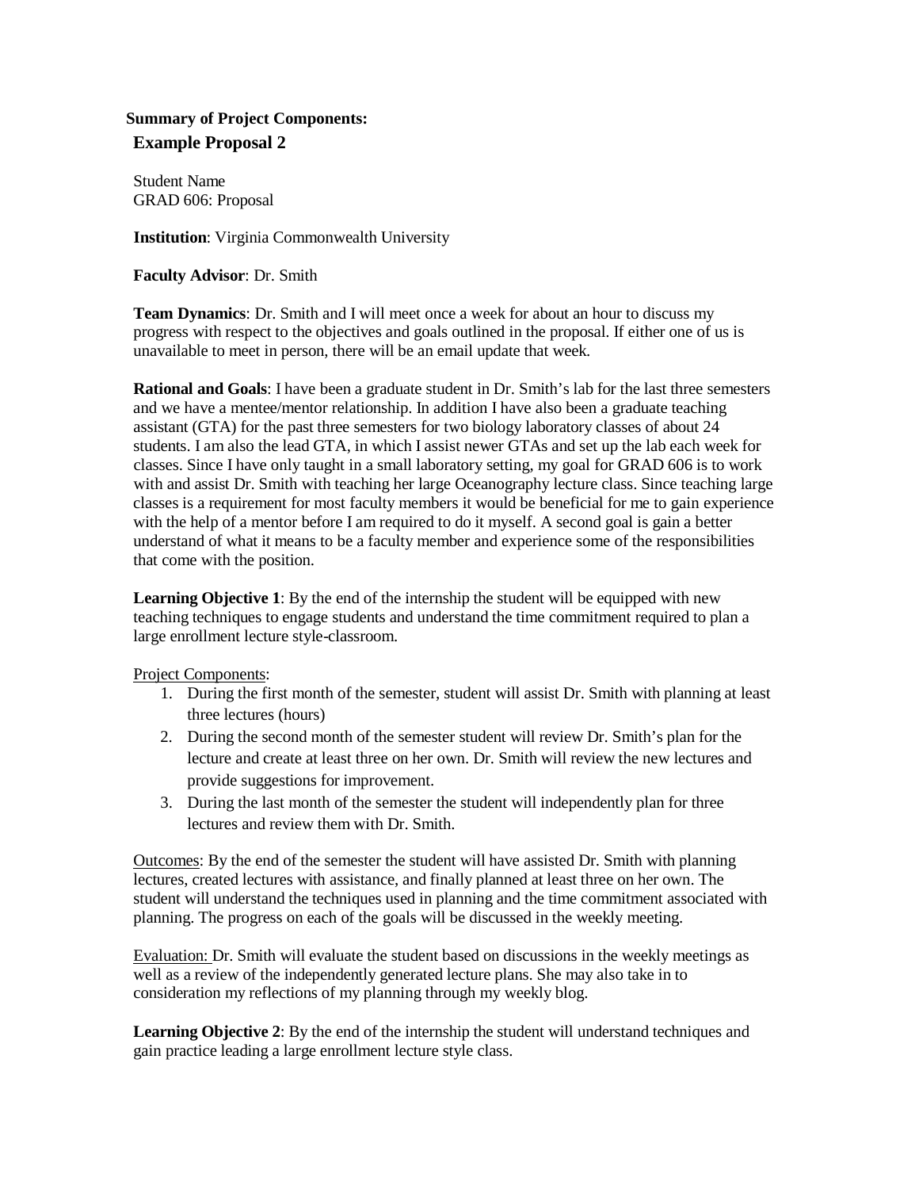**Summary of Project Components:**

## Example Proposal 2

Student Name
GRAD 606: Proposal

**Institution**: Virginia Commonwealth University

**Faculty Advisor**: Dr. Smith

**Team Dynamics**: Dr. Smith and I will meet once a week for about an hour to discuss my progress with respect to the objectives and goals outlined in the proposal. If either one of us is unavailable to meet in person, there will be an email update that week.

**Rational and Goals**: I have been a graduate student in Dr. Smith's lab for the last three semesters and we have a mentee/mentor relationship. In addition I have also been a graduate teaching assistant (GTA) for the past three semesters for two biology laboratory classes of about 24 students. I am also the lead GTA, in which I assist newer GTAs and set up the lab each week for classes. Since I have only taught in a small laboratory setting, my goal for GRAD 606 is to work with and assist Dr. Smith with teaching her large Oceanography lecture class. Since teaching large classes is a requirement for most faculty members it would be beneficial for me to gain experience with the help of a mentor before I am required to do it myself. A second goal is gain a better understand of what it means to be a faculty member and experience some of the responsibilities that come with the position.

**Learning Objective 1**: By the end of the internship the student will be equipped with new teaching techniques to engage students and understand the time commitment required to plan a large enrollment lecture style-classroom.

<u>Project Components</u>:

1. During the first month of the semester, student will assist Dr. Smith with planning at least three lectures (hours)
2. During the second month of the semester student will review Dr. Smith's plan for the lecture and create at least three on her own. Dr. Smith will review the new lectures and provide suggestions for improvement.
3. During the last month of the semester the student will independently plan for three lectures and review them with Dr. Smith.

<u>Outcomes</u>: By the end of the semester the student will have assisted Dr. Smith with planning lectures, created lectures with assistance, and finally planned at least three on her own. The student will understand the techniques used in planning and the time commitment associated with planning. The progress on each of the goals will be discussed in the weekly meeting.

<u>Evaluation:</u> Dr. Smith will evaluate the student based on discussions in the weekly meetings as well as a review of the independently generated lecture plans. She may also take in to consideration my reflections of my planning through my weekly blog.

**Learning Objective 2**: By the end of the internship the student will understand techniques and gain practice leading a large enrollment lecture style class.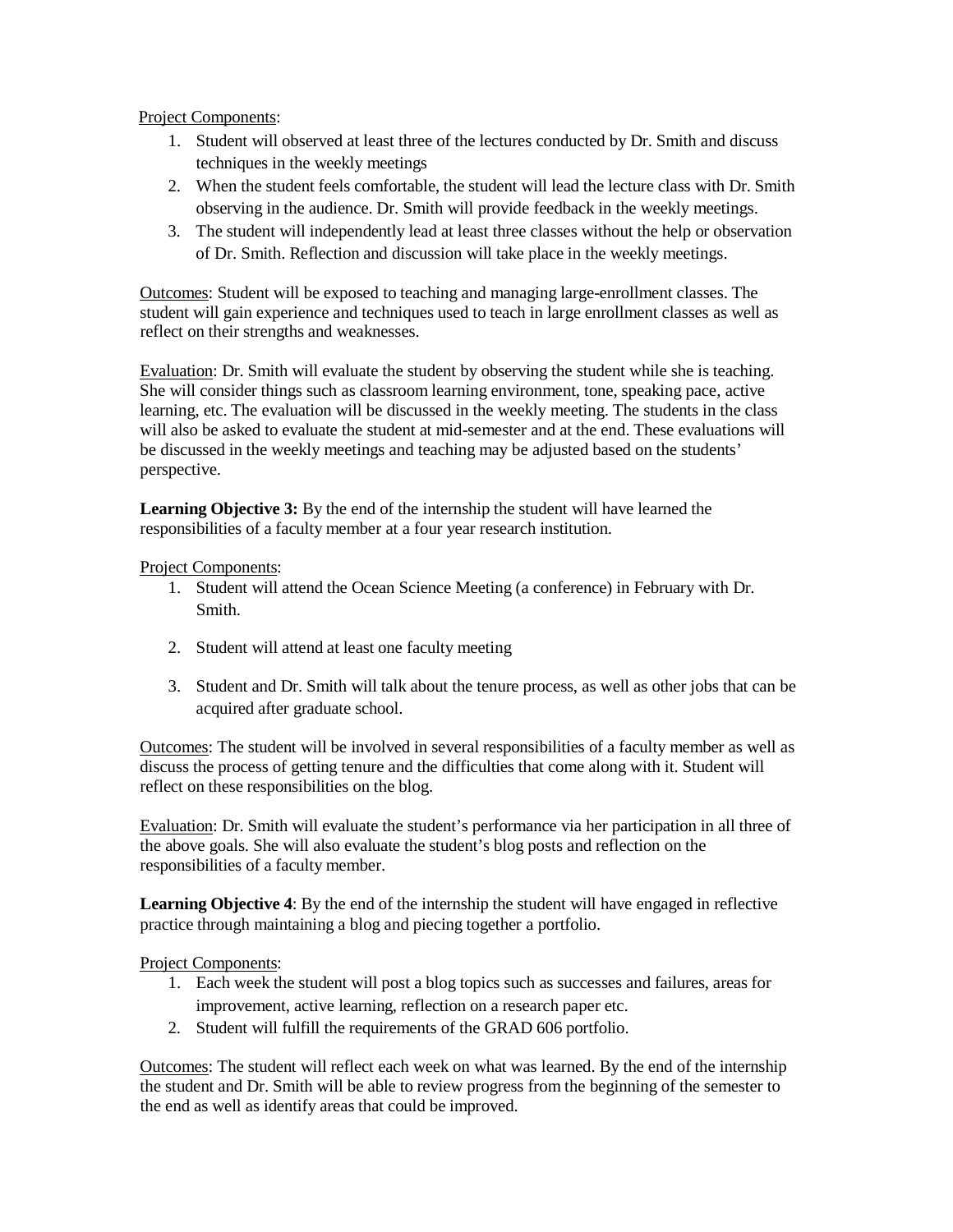Project Components:

1. Student will observed at least three of the lectures conducted by Dr. Smith and discuss techniques in the weekly meetings
2. When the student feels comfortable, the student will lead the lecture class with Dr. Smith observing in the audience. Dr. Smith will provide feedback in the weekly meetings.
3. The student will independently lead at least three classes without the help or observation of Dr. Smith. Reflection and discussion will take place in the weekly meetings.

Outcomes: Student will be exposed to teaching and managing large-enrollment classes. The student will gain experience and techniques used to teach in large enrollment classes as well as reflect on their strengths and weaknesses.

Evaluation: Dr. Smith will evaluate the student by observing the student while she is teaching. She will consider things such as classroom learning environment, tone, speaking pace, active learning, etc. The evaluation will be discussed in the weekly meeting. The students in the class will also be asked to evaluate the student at mid-semester and at the end. These evaluations will be discussed in the weekly meetings and teaching may be adjusted based on the students' perspective.

**Learning Objective 3:** By the end of the internship the student will have learned the responsibilities of a faculty member at a four year research institution.

Project Components:

1. Student will attend the Ocean Science Meeting (a conference) in February with Dr. Smith.
2. Student will attend at least one faculty meeting
3. Student and Dr. Smith will talk about the tenure process, as well as other jobs that can be acquired after graduate school.

Outcomes: The student will be involved in several responsibilities of a faculty member as well as discuss the process of getting tenure and the difficulties that come along with it. Student will reflect on these responsibilities on the blog.

Evaluation: Dr. Smith will evaluate the student's performance via her participation in all three of the above goals. She will also evaluate the student's blog posts and reflection on the responsibilities of a faculty member.

**Learning Objective 4**: By the end of the internship the student will have engaged in reflective practice through maintaining a blog and piecing together a portfolio.

Project Components:

1. Each week the student will post a blog topics such as successes and failures, areas for improvement, active learning, reflection on a research paper etc.
2. Student will fulfill the requirements of the GRAD 606 portfolio.

Outcomes: The student will reflect each week on what was learned. By the end of the internship the student and Dr. Smith will be able to review progress from the beginning of the semester to the end as well as identify areas that could be improved.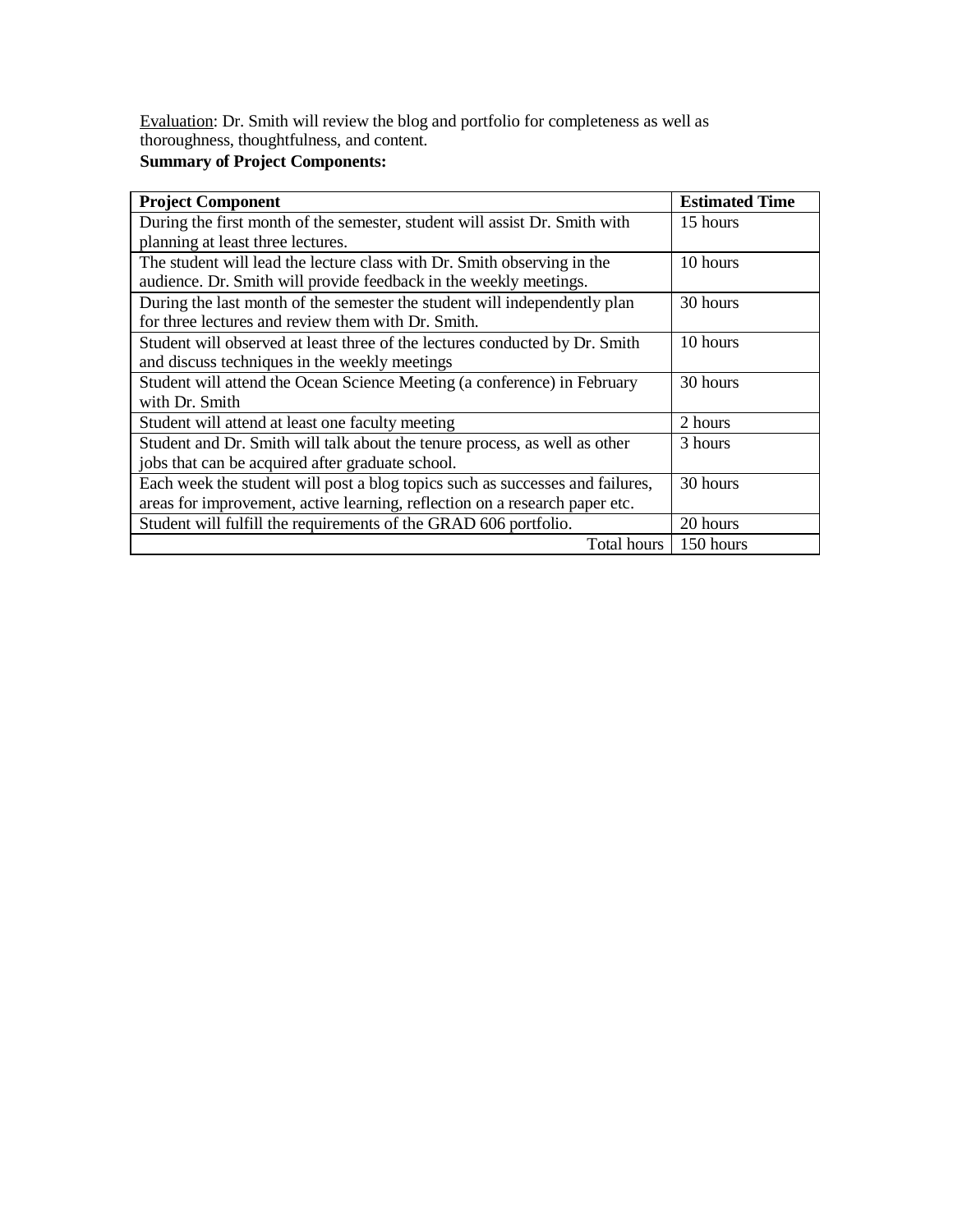<u>Evaluation</u>: Dr. Smith will review the blog and portfolio for completeness as well as thoroughness, thoughtfulness, and content.

**Summary of Project Components:**

| **Project Component** | **Estimated Time** |
|---|---|
| During the first month of the semester, student will assist Dr. Smith with planning at least three lectures. | 15 hours |
| The student will lead the lecture class with Dr. Smith observing in the audience. Dr. Smith will provide feedback in the weekly meetings. | 10 hours |
| During the last month of the semester the student will independently plan for three lectures and review them with Dr. Smith. | 30 hours |
| Student will observed at least three of the lectures conducted by Dr. Smith and discuss techniques in the weekly meetings | 10 hours |
| Student will attend the Ocean Science Meeting (a conference) in February with Dr. Smith | 30 hours |
| Student will attend at least one faculty meeting | 2 hours |
| Student and Dr. Smith will talk about the tenure process, as well as other jobs that can be acquired after graduate school. | 3 hours |
| Each week the student will post a blog topics such as successes and failures, areas for improvement, active learning, reflection on a research paper etc. | 30 hours |
| Student will fulfill the requirements of the GRAD 606 portfolio. | 20 hours |
| Total hours | 150 hours |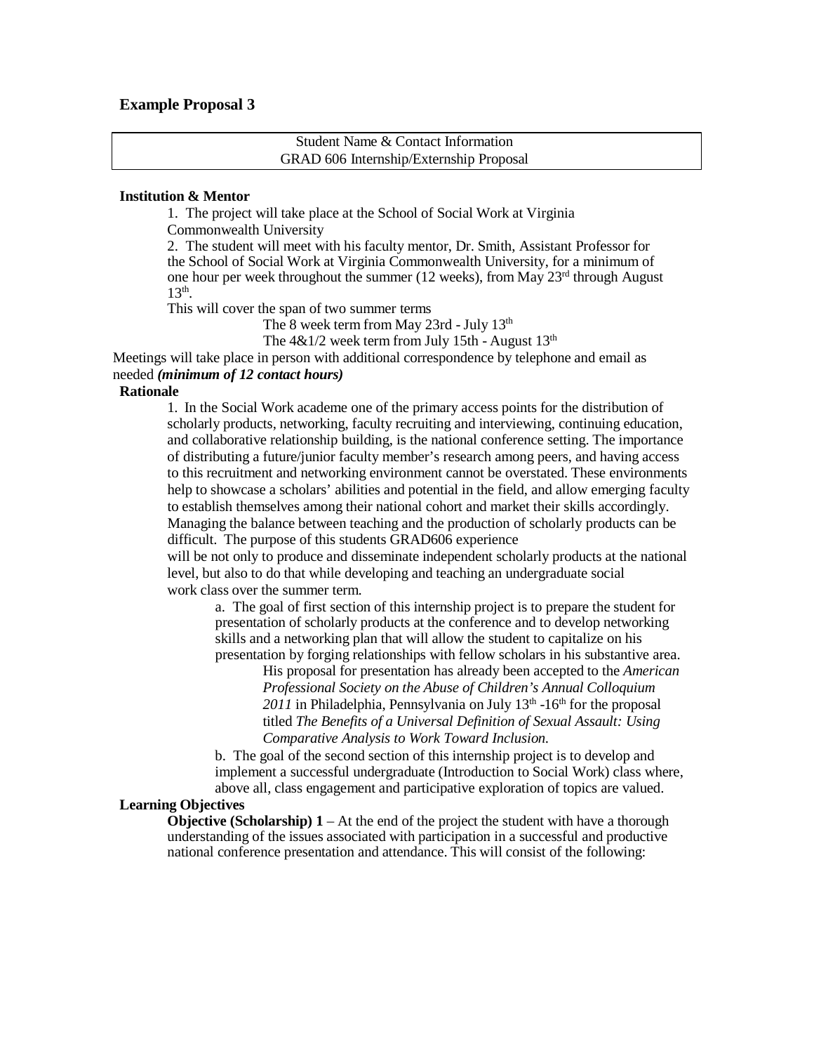## Example Proposal 3

| Student Name & Contact Information<br>GRAD 606 Internship/Externship Proposal |
|---|

**Institution & Mentor**

1. The project will take place at the School of Social Work at Virginia Commonwealth University
2. The student will meet with his faculty mentor, Dr. Smith, Assistant Professor for the School of Social Work at Virginia Commonwealth University, for a minimum of one hour per week throughout the summer (12 weeks), from May 23rd through August 13th.

This will cover the span of two summer terms

The 8 week term from May 23rd - July 13th

The 4&1/2 week term from July 15th - August 13th

Meetings will take place in person with additional correspondence by telephone and email as needed ***(minimum of 12 contact hours)***

**Rationale**

1. In the Social Work academe one of the primary access points for the distribution of scholarly products, networking, faculty recruiting and interviewing, continuing education, and collaborative relationship building, is the national conference setting. The importance of distributing a future/junior faculty member's research among peers, and having access to this recruitment and networking environment cannot be overstated. These environments help to showcase a scholars' abilities and potential in the field, and allow emerging faculty to establish themselves among their national cohort and market their skills accordingly. Managing the balance between teaching and the production of scholarly products can be difficult. The purpose of this students GRAD606 experience will be not only to produce and disseminate independent scholarly products at the national level, but also to do that while developing and teaching an undergraduate social work class over the summer term.

   a. The goal of first section of this internship project is to prepare the student for presentation of scholarly products at the conference and to develop networking skills and a networking plan that will allow the student to capitalize on his presentation by forging relationships with fellow scholars in his substantive area.

   His proposal for presentation has already been accepted to the *American Professional Society on the Abuse of Children's Annual Colloquium 2011* in Philadelphia, Pennsylvania on July 13th -16th for the proposal titled *The Benefits of a Universal Definition of Sexual Assault: Using Comparative Analysis to Work Toward Inclusion.*

   b. The goal of the second section of this internship project is to develop and implement a successful undergraduate (Introduction to Social Work) class where, above all, class engagement and participative exploration of topics are valued.

**Learning Objectives**

**Objective (Scholarship) 1** – At the end of the project the student with have a thorough understanding of the issues associated with participation in a successful and productive national conference presentation and attendance. This will consist of the following: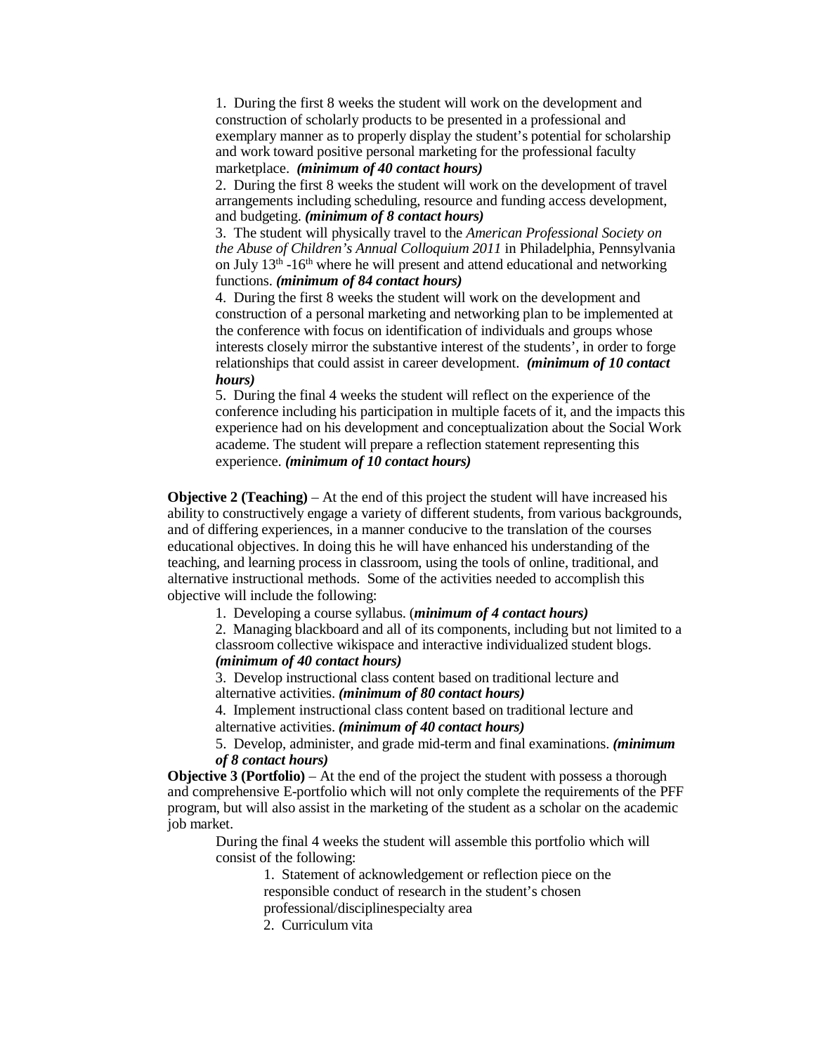1. During the first 8 weeks the student will work on the development and construction of scholarly products to be presented in a professional and exemplary manner as to properly display the student's potential for scholarship and work toward positive personal marketing for the professional faculty marketplace. ***(minimum of 40 contact hours)***
2. During the first 8 weeks the student will work on the development of travel arrangements including scheduling, resource and funding access development, and budgeting. ***(minimum of 8 contact hours)***
3. The student will physically travel to the *American Professional Society on the Abuse of Children's Annual Colloquium 2011* in Philadelphia, Pennsylvania on July 13th -16th where he will present and attend educational and networking functions. ***(minimum of 84 contact hours)***
4. During the first 8 weeks the student will work on the development and construction of a personal marketing and networking plan to be implemented at the conference with focus on identification of individuals and groups whose interests closely mirror the substantive interest of the students', in order to forge relationships that could assist in career development. ***(minimum of 10 contact hours)***
5. During the final 4 weeks the student will reflect on the experience of the conference including his participation in multiple facets of it, and the impacts this experience had on his development and conceptualization about the Social Work academe. The student will prepare a reflection statement representing this experience. ***(minimum of 10 contact hours)***

**Objective 2 (Teaching)** – At the end of this project the student will have increased his ability to constructively engage a variety of different students, from various backgrounds, and of differing experiences, in a manner conducive to the translation of the courses educational objectives. In doing this he will have enhanced his understanding of the teaching, and learning process in classroom, using the tools of online, traditional, and alternative instructional methods. Some of the activities needed to accomplish this objective will include the following:

1. Developing a course syllabus. (***minimum of 4 contact hours)***
2. Managing blackboard and all of its components, including but not limited to a classroom collective wikispace and interactive individualized student blogs. ***(minimum of 40 contact hours)***
3. Develop instructional class content based on traditional lecture and alternative activities. ***(minimum of 80 contact hours)***
4. Implement instructional class content based on traditional lecture and alternative activities. ***(minimum of 40 contact hours)***
5. Develop, administer, and grade mid-term and final examinations. ***(minimum of 8 contact hours)***

**Objective 3 (Portfolio)** – At the end of the project the student with possess a thorough and comprehensive E-portfolio which will not only complete the requirements of the PFF program, but will also assist in the marketing of the student as a scholar on the academic job market.

During the final 4 weeks the student will assemble this portfolio which will consist of the following:

1. Statement of acknowledgement or reflection piece on the responsible conduct of research in the student's chosen professional/disciplinespecialty area
2. Curriculum vita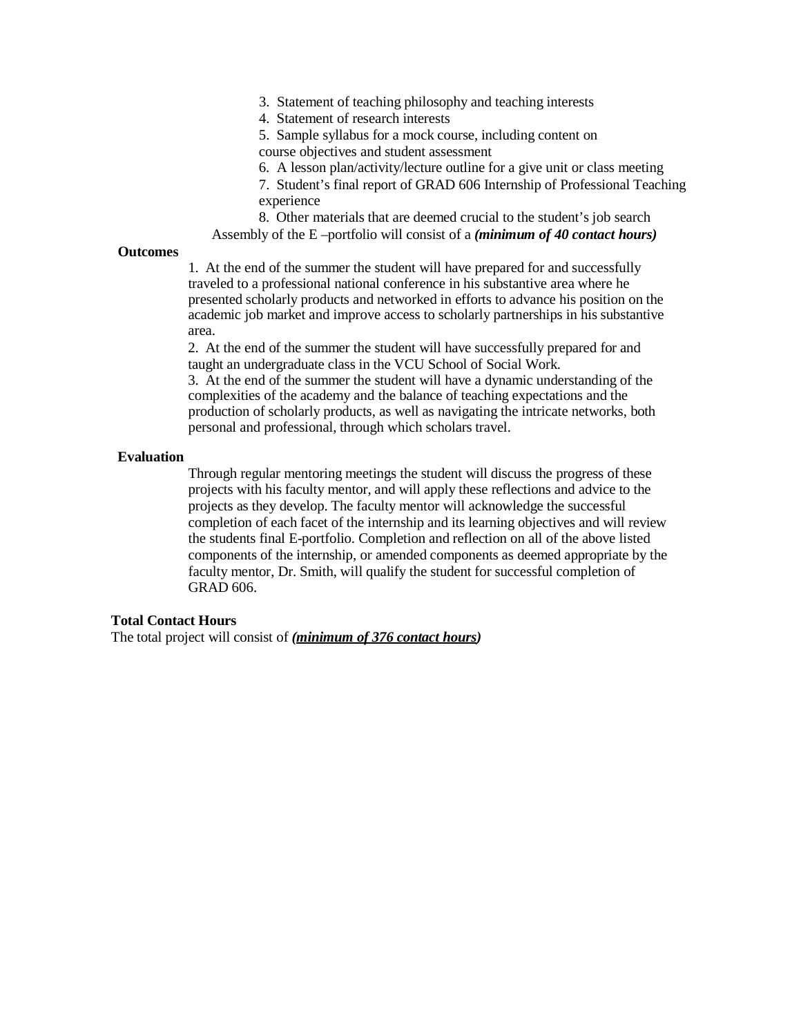3. Statement of teaching philosophy and teaching interests
4. Statement of research interests
5. Sample syllabus for a mock course, including content on course objectives and student assessment
6. A lesson plan/activity/lecture outline for a give unit or class meeting
7. Student's final report of GRAD 606 Internship of Professional Teaching experience
8. Other materials that are deemed crucial to the student's job search

Assembly of the E –portfolio will consist of a ***(minimum of 40 contact hours)***

**Outcomes**

1. At the end of the summer the student will have prepared for and successfully traveled to a professional national conference in his substantive area where he presented scholarly products and networked in efforts to advance his position on the academic job market and improve access to scholarly partnerships in his substantive area.
2. At the end of the summer the student will have successfully prepared for and taught an undergraduate class in the VCU School of Social Work.
3. At the end of the summer the student will have a dynamic understanding of the complexities of the academy and the balance of teaching expectations and the production of scholarly products, as well as navigating the intricate networks, both personal and professional, through which scholars travel.

**Evaluation**

Through regular mentoring meetings the student will discuss the progress of these projects with his faculty mentor, and will apply these reflections and advice to the projects as they develop. The faculty mentor will acknowledge the successful completion of each facet of the internship and its learning objectives and will review the students final E-portfolio. Completion and reflection on all of the above listed components of the internship, or amended components as deemed appropriate by the faculty mentor, Dr. Smith, will qualify the student for successful completion of GRAD 606.

**Total Contact Hours**

The total project will consist of ***(minimum of 376 contact hours)***